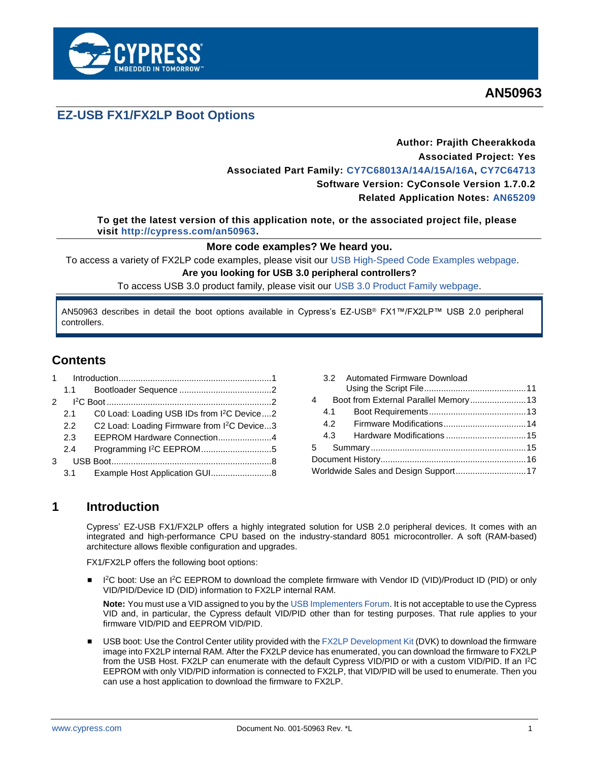**AN50963**

# EZ-USB FX1/FX2LP Boot Options

**Author: Prajith Cheerakkoda**
**Associated Project: Yes**
**Associated Part Family: CY7C68013A/14A/15A/16A, CY7C64713**
**Software Version: CyConsole Version 1.7.0.2**
**Related Application Notes: AN65209**

**To get the latest version of this application note, or the associated project file, please visit http://cypress.com/an50963.**

**More code examples? We heard you.**

To access a variety of FX2LP code examples, please visit our USB High-Speed Code Examples webpage.

**Are you looking for USB 3.0 peripheral controllers?**

To access USB 3.0 product family, please visit our USB 3.0 Product Family webpage.

AN50963 describes in detail the boot options available in Cypress's EZ-USB® FX1™/FX2LP™ USB 2.0 peripheral controllers.

## Contents

- 1 Introduction ... 1
  - 1.1 Bootloader Sequence ... 2
- 2 I²C Boot ... 2
  - 2.1 C0 Load: Loading USB IDs from I²C Device ... 2
  - 2.2 C2 Load: Loading Firmware from I²C Device ... 3
  - 2.3 EEPROM Hardware Connection ... 4
  - 2.4 Programming I²C EEPROM ... 5
- 3 USB Boot ... 8
  - 3.1 Example Host Application GUI ... 8
  - 3.2 Automated Firmware Download Using the Script File ... 11
- 4 Boot from External Parallel Memory ... 13
  - 4.1 Boot Requirements ... 13
  - 4.2 Firmware Modifications ... 14
  - 4.3 Hardware Modifications ... 15
- 5 Summary ... 15
- Document History ... 16
- Worldwide Sales and Design Support ... 17

## 1 Introduction

Cypress' EZ-USB FX1/FX2LP offers a highly integrated solution for USB 2.0 peripheral devices. It comes with an integrated and high-performance CPU based on the industry-standard 8051 microcontroller. A soft (RAM-based) architecture allows flexible configuration and upgrades.

FX1/FX2LP offers the following boot options:

- I²C boot: Use an I²C EEPROM to download the complete firmware with Vendor ID (VID)/Product ID (PID) or only VID/PID/Device ID (DID) information to FX2LP internal RAM.

  **Note:** You must use a VID assigned to you by the USB Implementers Forum. It is not acceptable to use the Cypress VID and, in particular, the Cypress default VID/PID other than for testing purposes. That rule applies to your firmware VID/PID and EEPROM VID/PID.

- USB boot: Use the Control Center utility provided with the FX2LP Development Kit (DVK) to download the firmware image into FX2LP internal RAM. After the FX2LP device has enumerated, you can download the firmware to FX2LP from the USB Host. FX2LP can enumerate with the default Cypress VID/PID or with a custom VID/PID. If an I²C EEPROM with only VID/PID information is connected to FX2LP, that VID/PID will be used to enumerate. Then you can use a host application to download the firmware to FX2LP.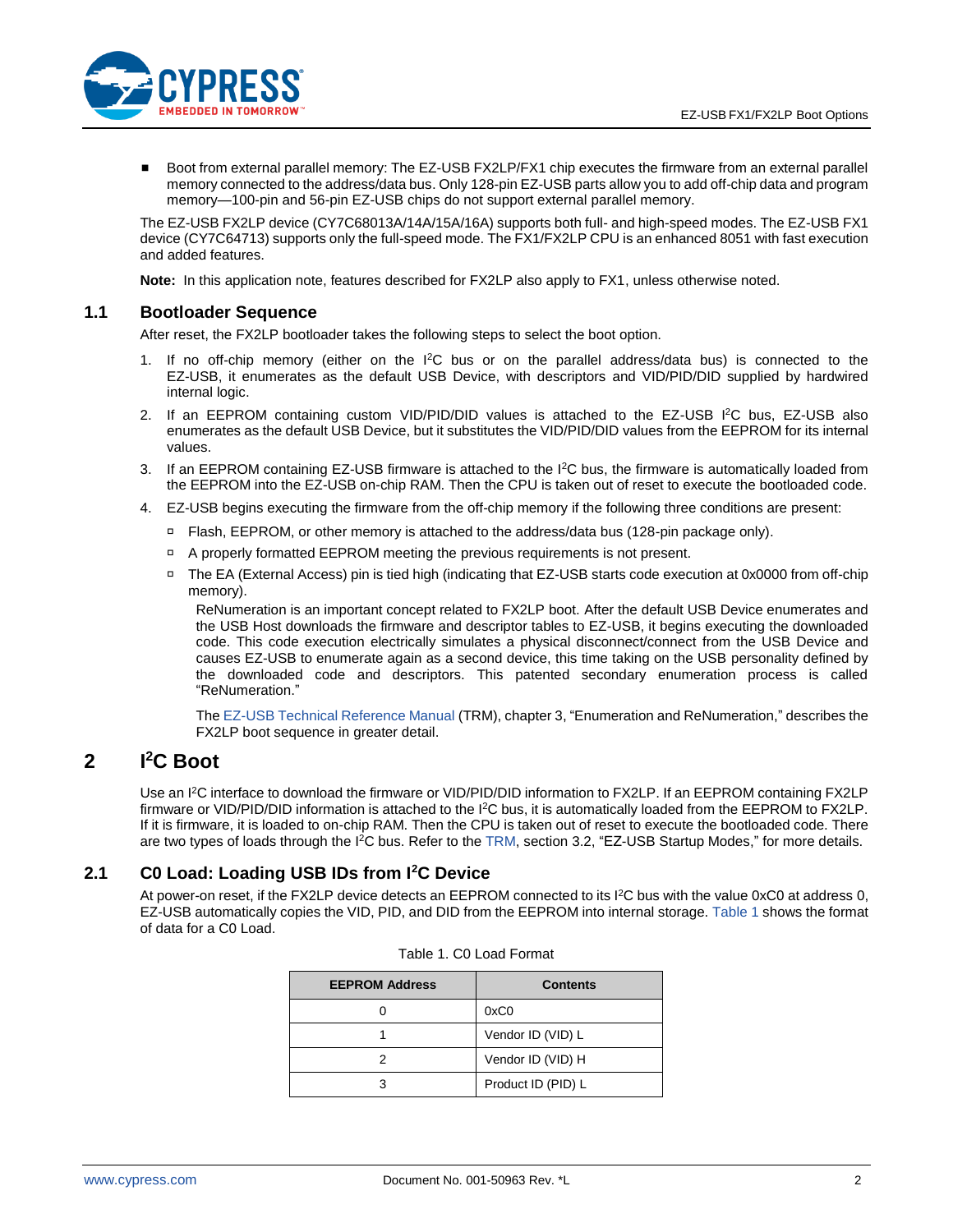- Boot from external parallel memory: The EZ-USB FX2LP/FX1 chip executes the firmware from an external parallel memory connected to the address/data bus. Only 128-pin EZ-USB parts allow you to add off-chip data and program memory—100-pin and 56-pin EZ-USB chips do not support external parallel memory.

The EZ-USB FX2LP device (CY7C68013A/14A/15A/16A) supports both full- and high-speed modes. The EZ-USB FX1 device (CY7C64713) supports only the full-speed mode. The FX1/FX2LP CPU is an enhanced 8051 with fast execution and added features.

**Note:** In this application note, features described for FX2LP also apply to FX1, unless otherwise noted.

### 1.1 Bootloader Sequence

After reset, the FX2LP bootloader takes the following steps to select the boot option.

1. If no off-chip memory (either on the I$^2$C bus or on the parallel address/data bus) is connected to the EZ-USB, it enumerates as the default USB Device, with descriptors and VID/PID/DID supplied by hardwired internal logic.
2. If an EEPROM containing custom VID/PID/DID values is attached to the EZ-USB I$^2$C bus, EZ-USB also enumerates as the default USB Device, but it substitutes the VID/PID/DID values from the EEPROM for its internal values.
3. If an EEPROM containing EZ-USB firmware is attached to the I$^2$C bus, the firmware is automatically loaded from the EEPROM into the EZ-USB on-chip RAM. Then the CPU is taken out of reset to execute the bootloaded code.
4. EZ-USB begins executing the firmware from the off-chip memory if the following three conditions are present:
   - Flash, EEPROM, or other memory is attached to the address/data bus (128-pin package only).
   - A properly formatted EEPROM meeting the previous requirements is not present.
   - The EA (External Access) pin is tied high (indicating that EZ-USB starts code execution at 0x0000 from off-chip memory).

   ReNumeration is an important concept related to FX2LP boot. After the default USB Device enumerates and the USB Host downloads the firmware and descriptor tables to EZ-USB, it begins executing the downloaded code. This code execution electrically simulates a physical disconnect/connect from the USB Device and causes EZ-USB to enumerate again as a second device, this time taking on the USB personality defined by the downloaded code and descriptors. This patented secondary enumeration process is called "ReNumeration."

   The EZ-USB Technical Reference Manual (TRM), chapter 3, "Enumeration and ReNumeration," describes the FX2LP boot sequence in greater detail.

## 2 I$^2$C Boot

Use an I$^2$C interface to download the firmware or VID/PID/DID information to FX2LP. If an EEPROM containing FX2LP firmware or VID/PID/DID information is attached to the I$^2$C bus, it is automatically loaded from the EEPROM to FX2LP. If it is firmware, it is loaded to on-chip RAM. Then the CPU is taken out of reset to execute the bootloaded code. There are two types of loads through the I$^2$C bus. Refer to the TRM, section 3.2, "EZ-USB Startup Modes," for more details.

### 2.1 C0 Load: Loading USB IDs from I$^2$C Device

At power-on reset, if the FX2LP device detects an EEPROM connected to its I$^2$C bus with the value 0xC0 at address 0, EZ-USB automatically copies the VID, PID, and DID from the EEPROM into internal storage. Table 1 shows the format of data for a C0 Load.

Table 1. C0 Load Format

| EEPROM Address | Contents |
|---|---|
| 0 | 0xC0 |
| 1 | Vendor ID (VID) L |
| 2 | Vendor ID (VID) H |
| 3 | Product ID (PID) L |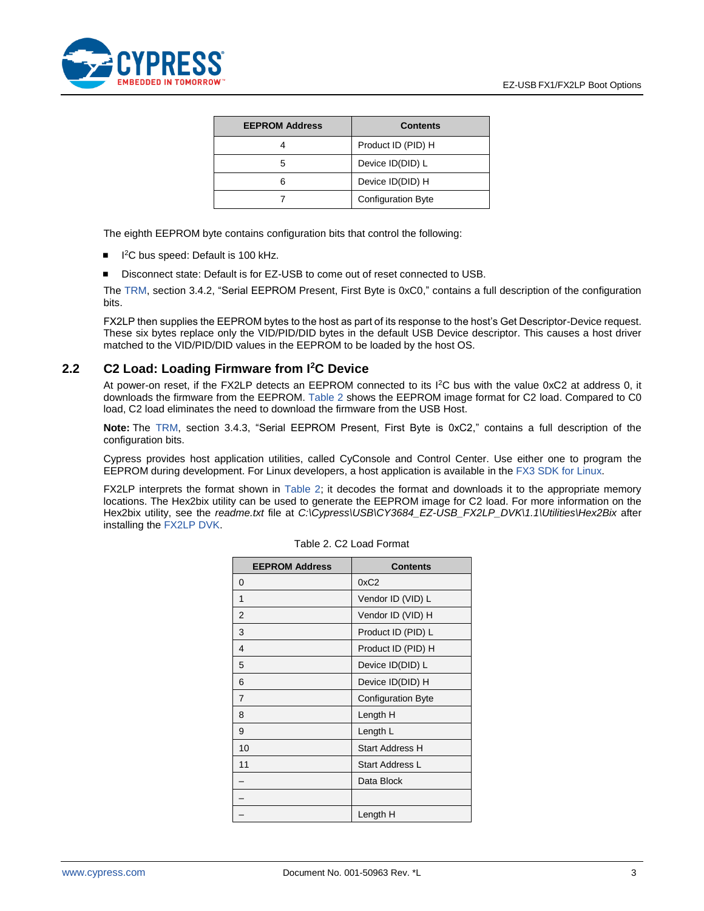| EEPROM Address | Contents |
|---|---|
| 4 | Product ID (PID) H |
| 5 | Device ID(DID) L |
| 6 | Device ID(DID) H |
| 7 | Configuration Byte |

The eighth EEPROM byte contains configuration bits that control the following:

- I²C bus speed: Default is 100 kHz.
- Disconnect state: Default is for EZ-USB to come out of reset connected to USB.

The TRM, section 3.4.2, "Serial EEPROM Present, First Byte is 0xC0," contains a full description of the configuration bits.

FX2LP then supplies the EEPROM bytes to the host as part of its response to the host's Get Descriptor-Device request. These six bytes replace only the VID/PID/DID bytes in the default USB Device descriptor. This causes a host driver matched to the VID/PID/DID values in the EEPROM to be loaded by the host OS.

## 2.2 C2 Load: Loading Firmware from I²C Device

At power-on reset, if the FX2LP detects an EEPROM connected to its I²C bus with the value 0xC2 at address 0, it downloads the firmware from the EEPROM. Table 2 shows the EEPROM image format for C2 load. Compared to C0 load, C2 load eliminates the need to download the firmware from the USB Host.

**Note:** The TRM, section 3.4.3, "Serial EEPROM Present, First Byte is 0xC2," contains a full description of the configuration bits.

Cypress provides host application utilities, called CyConsole and Control Center. Use either one to program the EEPROM during development. For Linux developers, a host application is available in the FX3 SDK for Linux.

FX2LP interprets the format shown in Table 2; it decodes the format and downloads it to the appropriate memory locations. The Hex2bix utility can be used to generate the EEPROM image for C2 load. For more information on the Hex2bix utility, see the *readme.txt* file at *C:\Cypress\USB\CY3684_EZ-USB_FX2LP_DVK\1.1\Utilities\Hex2Bix* after installing the FX2LP DVK.

Table 2. C2 Load Format

| EEPROM Address | Contents |
|---|---|
| 0 | 0xC2 |
| 1 | Vendor ID (VID) L |
| 2 | Vendor ID (VID) H |
| 3 | Product ID (PID) L |
| 4 | Product ID (PID) H |
| 5 | Device ID(DID) L |
| 6 | Device ID(DID) H |
| 7 | Configuration Byte |
| 8 | Length H |
| 9 | Length L |
| 10 | Start Address H |
| 11 | Start Address L |
| – | Data Block |
| – | |
| – | Length H |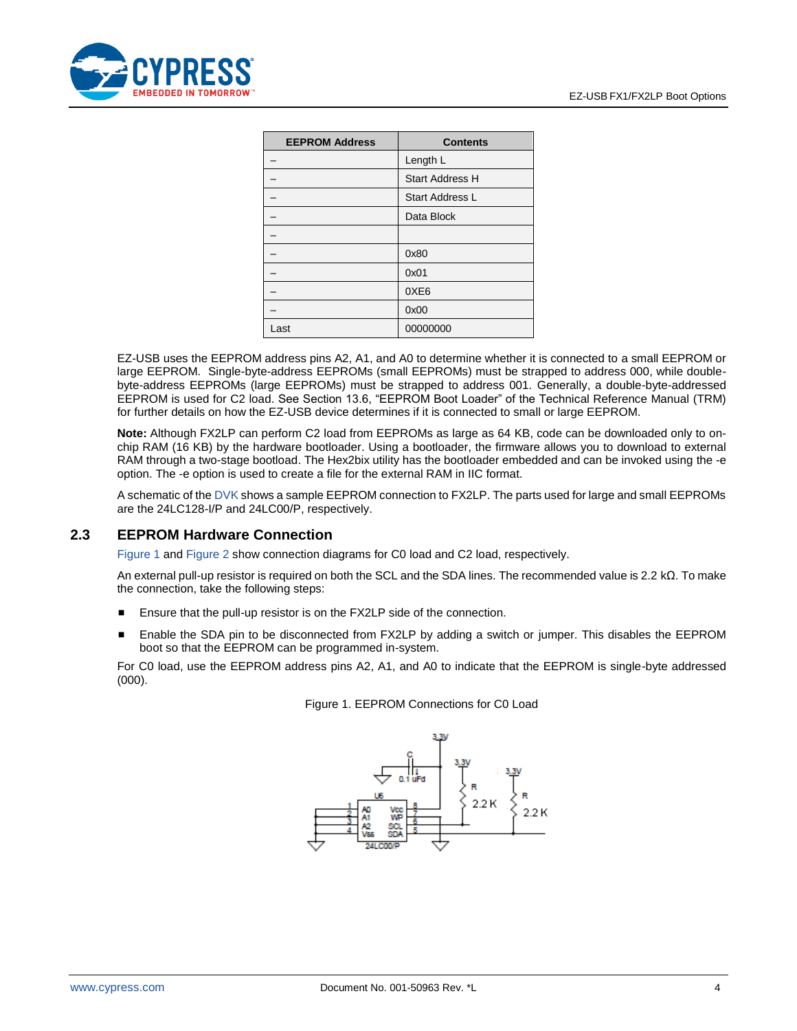| EEPROM Address | Contents |
| --- | --- |
| – | Length L |
| – | Start Address H |
| – | Start Address L |
| – | Data Block |
| – | |
| – | 0x80 |
| – | 0x01 |
| – | 0XE6 |
| – | 0x00 |
| Last | 00000000 |

EZ-USB uses the EEPROM address pins A2, A1, and A0 to determine whether it is connected to a small EEPROM or large EEPROM. Single-byte-address EEPROMs (small EEPROMs) must be strapped to address 000, while double-byte-address EEPROMs (large EEPROMs) must be strapped to address 001. Generally, a double-byte-addressed EEPROM is used for C2 load. See Section 13.6, “EEPROM Boot Loader” of the Technical Reference Manual (TRM) for further details on how the EZ-USB device determines if it is connected to small or large EEPROM.

**Note:** Although FX2LP can perform C2 load from EEPROMs as large as 64 KB, code can be downloaded only to on-chip RAM (16 KB) by the hardware bootloader. Using a bootloader, the firmware allows you to download to external RAM through a two-stage bootload. The Hex2bix utility has the bootloader embedded and can be invoked using the -e option. The -e option is used to create a file for the external RAM in IIC format.

A schematic of the DVK shows a sample EEPROM connection to FX2LP. The parts used for large and small EEPROMs are the 24LC128-I/P and 24LC00/P, respectively.

## 2.3 EEPROM Hardware Connection

Figure 1 and Figure 2 show connection diagrams for C0 load and C2 load, respectively.

An external pull-up resistor is required on both the SCL and the SDA lines. The recommended value is 2.2 kΩ. To make the connection, take the following steps:

- Ensure that the pull-up resistor is on the FX2LP side of the connection.
- Enable the SDA pin to be disconnected from FX2LP by adding a switch or jumper. This disables the EEPROM boot so that the EEPROM can be programmed in-system.

For C0 load, use the EEPROM address pins A2, A1, and A0 to indicate that the EEPROM is single-byte addressed (000).

Figure 1. EEPROM Connections for C0 Load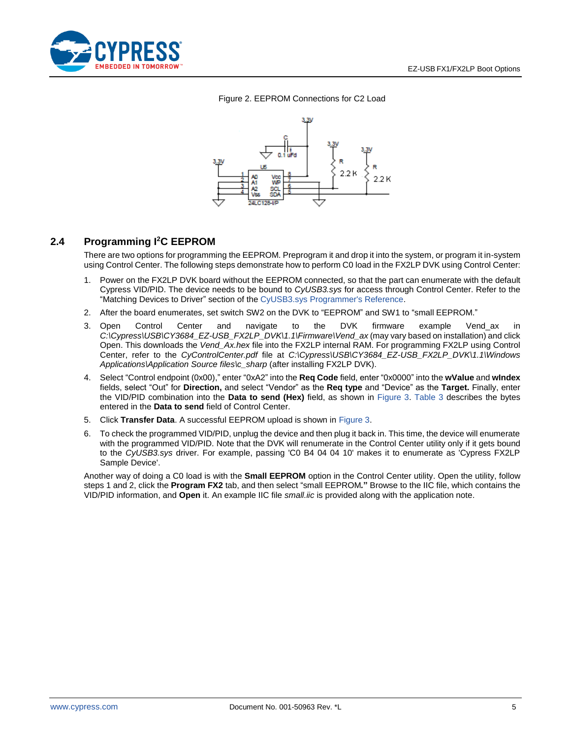Figure 2. EEPROM Connections for C2 Load

## 2.4 Programming I²C EEPROM

There are two options for programming the EEPROM. Preprogram it and drop it into the system, or program it in-system using Control Center. The following steps demonstrate how to perform C0 load in the FX2LP DVK using Control Center:

1. Power on the FX2LP DVK board without the EEPROM connected, so that the part can enumerate with the default Cypress VID/PID. The device needs to be bound to *CyUSB3.sys* for access through Control Center. Refer to the "Matching Devices to Driver" section of the CyUSB3.sys Programmer's Reference.
2. After the board enumerates, set switch SW2 on the DVK to "EEPROM" and SW1 to "small EEPROM."
3. Open Control Center and navigate to the DVK firmware example Vend_ax in *C:\Cypress\USB\CY3684_EZ-USB_FX2LP_DVK\1.1\Firmware\Vend_ax* (may vary based on installation) and click Open. This downloads the *Vend_Ax.hex* file into the FX2LP internal RAM. For programming FX2LP using Control Center, refer to the *CyControlCenter.pdf* file at *C:\Cypress\USB\CY3684_EZ-USB_FX2LP_DVK\1.1\Windows Applications\Application Source files\c_sharp* (after installing FX2LP DVK).
4. Select "Control endpoint (0x00)," enter "0xA2" into the **Req Code** field, enter "0x0000" into the **wValue** and **wIndex** fields, select "Out" for **Direction,** and select "Vendor" as the **Req type** and "Device" as the **Target.** Finally, enter the VID/PID combination into the **Data to send (Hex)** field, as shown in Figure 3. Table 3 describes the bytes entered in the **Data to send** field of Control Center.
5. Click **Transfer Data**. A successful EEPROM upload is shown in Figure 3.
6. To check the programmed VID/PID, unplug the device and then plug it back in. This time, the device will enumerate with the programmed VID/PID. Note that the DVK will renumerate in the Control Center utility only if it gets bound to the *CyUSB3.sys* driver. For example, passing 'C0 B4 04 04 10' makes it to enumerate as 'Cypress FX2LP Sample Device'.

Another way of doing a C0 load is with the **Small EEPROM** option in the Control Center utility. Open the utility, follow steps 1 and 2, click the **Program FX2** tab, and then select "small EEPROM**."** Browse to the IIC file, which contains the VID/PID information, and **Open** it. An example IIC file *small.iic* is provided along with the application note.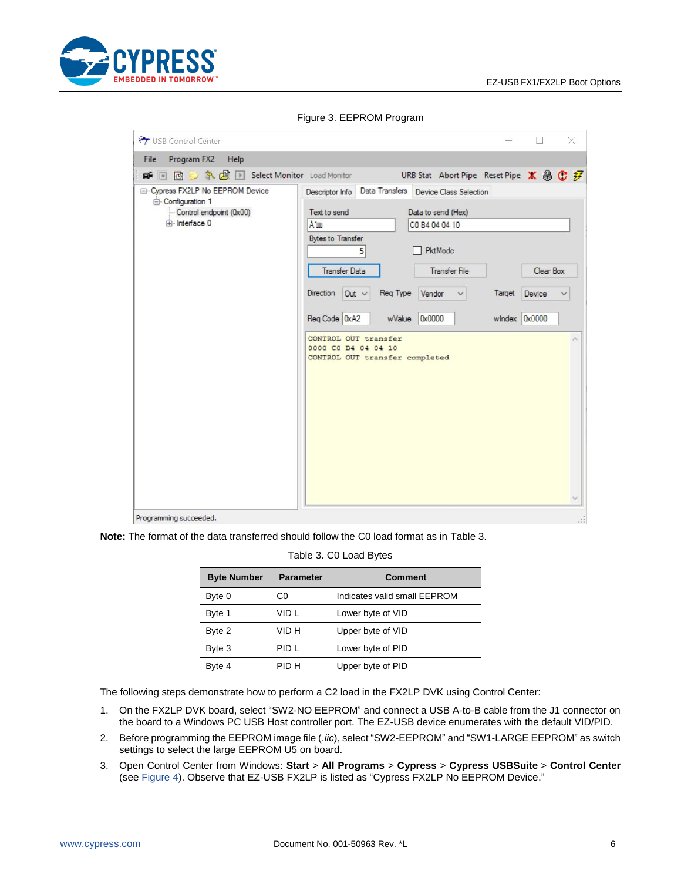Figure 3. EEPROM Program

**Note:** The format of the data transferred should follow the C0 load format as in Table 3.

Table 3. C0 Load Bytes

| Byte Number | Parameter | Comment |
|---|---|---|
| Byte 0 | C0 | Indicates valid small EEPROM |
| Byte 1 | VID L | Lower byte of VID |
| Byte 2 | VID H | Upper byte of VID |
| Byte 3 | PID L | Lower byte of PID |
| Byte 4 | PID H | Upper byte of PID |

The following steps demonstrate how to perform a C2 load in the FX2LP DVK using Control Center:

1. On the FX2LP DVK board, select “SW2-NO EEPROM” and connect a USB A-to-B cable from the J1 connector on the board to a Windows PC USB Host controller port. The EZ-USB device enumerates with the default VID/PID.
2. Before programming the EEPROM image file (*.iic*), select “SW2-EEPROM” and “SW1-LARGE EEPROM” as switch settings to select the large EEPROM U5 on board.
3. Open Control Center from Windows: **Start** > **All Programs** > **Cypress** > **Cypress USBSuite** > **Control Center** (see Figure 4). Observe that EZ-USB FX2LP is listed as “Cypress FX2LP No EEPROM Device.”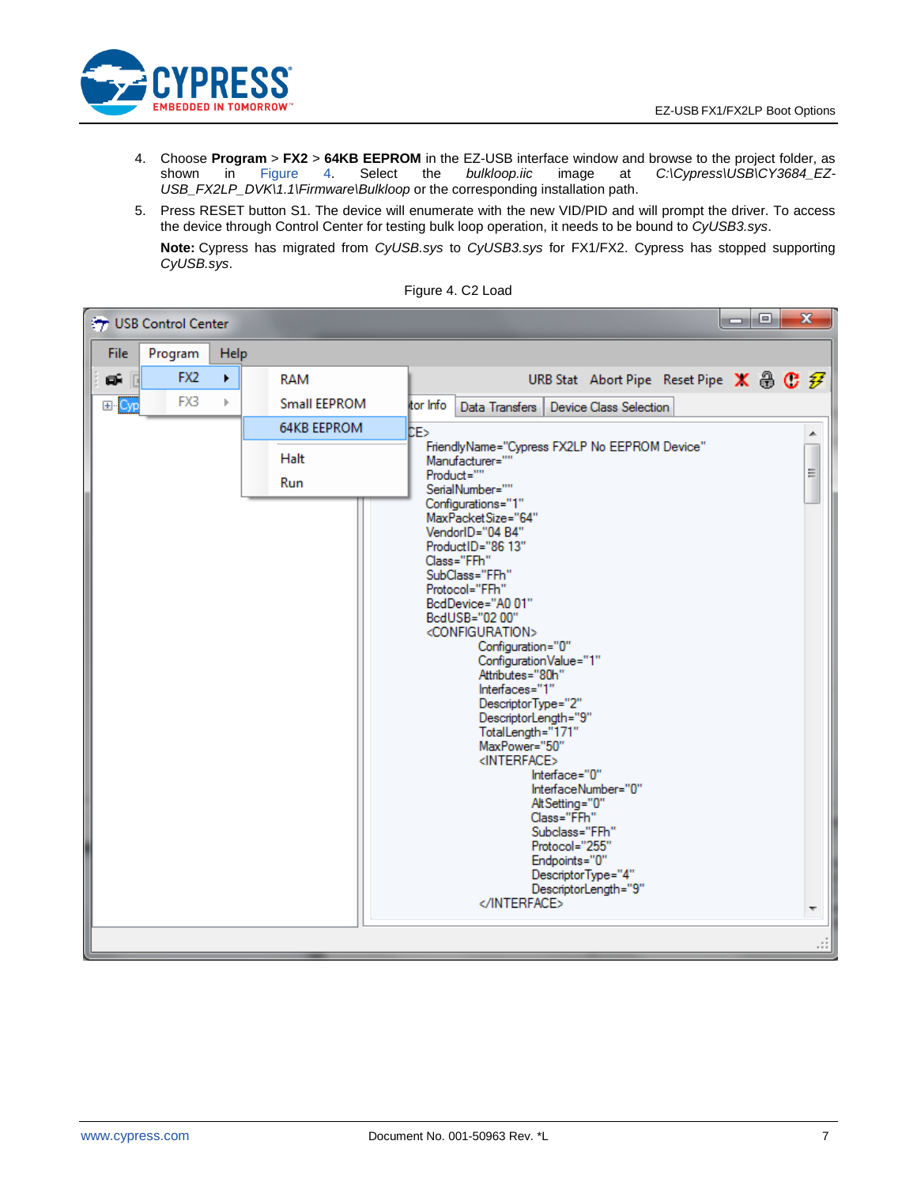4. Choose **Program** > **FX2** > **64KB EEPROM** in the EZ-USB interface window and browse to the project folder, as shown in Figure 4. Select the *bulkloop.iic* image at *C:\Cypress\USB\CY3684_EZ-USB_FX2LP_DVK\1.1\Firmware\Bulkloop* or the corresponding installation path.

5. Press RESET button S1. The device will enumerate with the new VID/PID and will prompt the driver. To access the device through Control Center for testing bulk loop operation, it needs to be bound to *CyUSB3.sys*.

   **Note:** Cypress has migrated from *CyUSB.sys* to *CyUSB3.sys* for FX1/FX2. Cypress has stopped supporting *CyUSB.sys*.

Figure 4. C2 Load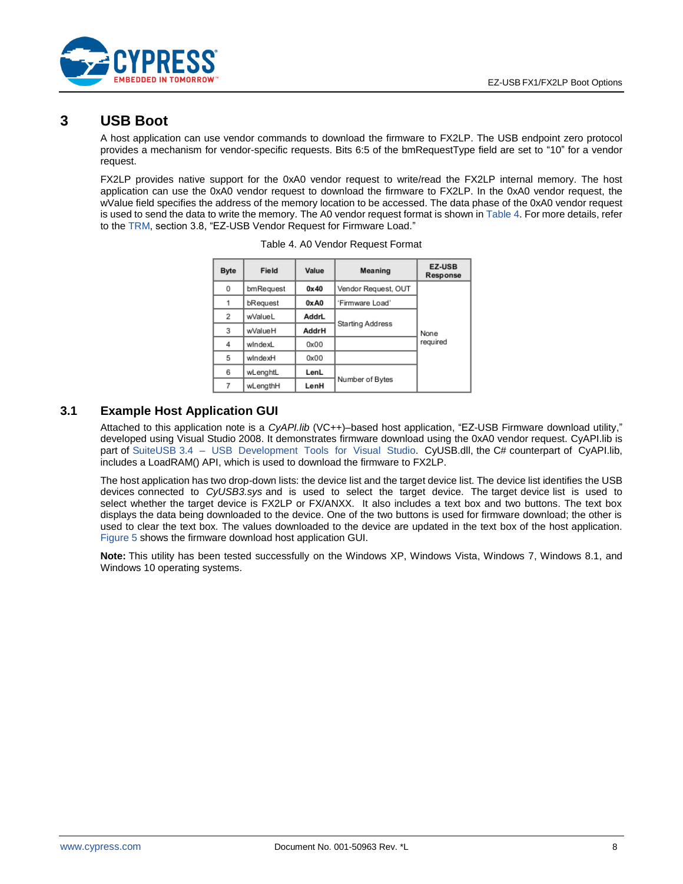# 3 USB Boot

A host application can use vendor commands to download the firmware to FX2LP. The USB endpoint zero protocol provides a mechanism for vendor-specific requests. Bits 6:5 of the bmRequestType field are set to "10" for a vendor request.

FX2LP provides native support for the 0xA0 vendor request to write/read the FX2LP internal memory. The host application can use the 0xA0 vendor request to download the firmware to FX2LP. In the 0xA0 vendor request, the wValue field specifies the address of the memory location to be accessed. The data phase of the 0xA0 vendor request is used to send the data to write the memory. The A0 vendor request format is shown in Table 4. For more details, refer to the TRM, section 3.8, "EZ-USB Vendor Request for Firmware Load."

Table 4. A0 Vendor Request Format

| Byte | Field | Value | Meaning | EZ-USB Response |
|---|---|---|---|---|
| 0 | bmRequest | **0x40** | Vendor Request, OUT | None required |
| 1 | bRequest | **0xA0** | 'Firmware Load' | |
| 2 | wValueL | **AddrL** | Starting Address | |
| 3 | wValueH | **AddrH** | | |
| 4 | wIndexL | 0x00 | | |
| 5 | wIndexH | 0x00 | | |
| 6 | wLenghtL | **LenL** | Number of Bytes | |
| 7 | wLengthH | **LenH** | | |

## 3.1 Example Host Application GUI

Attached to this application note is a *CyAPI.lib* (VC++)–based host application, "EZ-USB Firmware download utility," developed using Visual Studio 2008. It demonstrates firmware download using the 0xA0 vendor request. CyAPI.lib is part of SuiteUSB 3.4 – USB Development Tools for Visual Studio. CyUSB.dll, the C# counterpart of CyAPI.lib, includes a LoadRAM() API, which is used to download the firmware to FX2LP.

The host application has two drop-down lists: the device list and the target device list. The device list identifies the USB devices connected to *CyUSB3.sys* and is used to select the target device. The target device list is used to select whether the target device is FX2LP or FX/ANXX. It also includes a text box and two buttons. The text box displays the data being downloaded to the device. One of the two buttons is used for firmware download; the other is used to clear the text box. The values downloaded to the device are updated in the text box of the host application. Figure 5 shows the firmware download host application GUI.

**Note:** This utility has been tested successfully on the Windows XP, Windows Vista, Windows 7, Windows 8.1, and Windows 10 operating systems.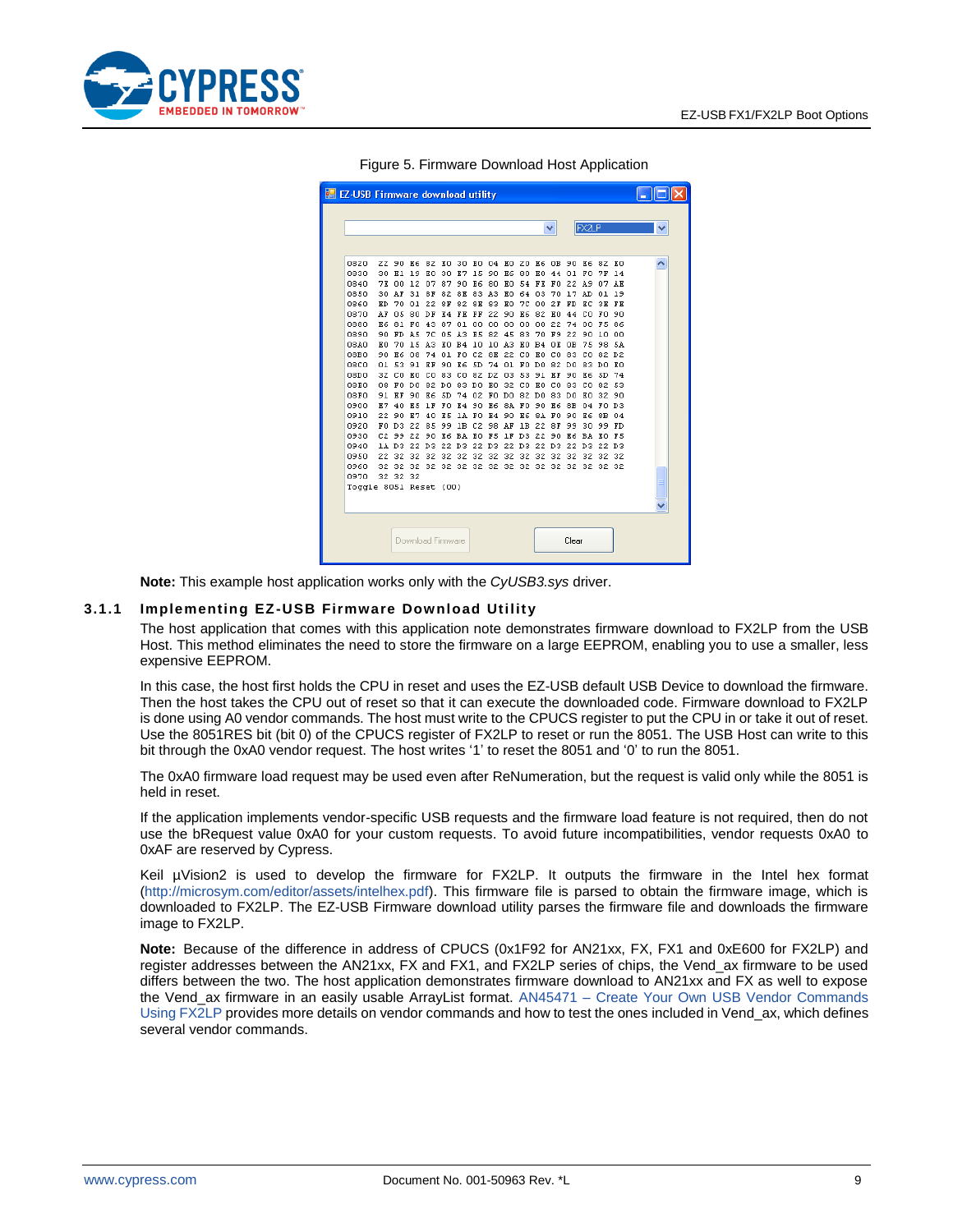Figure 5. Firmware Download Host Application

**Note:** This example host application works only with the *CyUSB3.sys* driver.

### 3.1.1 Implementing EZ-USB Firmware Download Utility

The host application that comes with this application note demonstrates firmware download to FX2LP from the USB Host. This method eliminates the need to store the firmware on a large EEPROM, enabling you to use a smaller, less expensive EEPROM.

In this case, the host first holds the CPU in reset and uses the EZ-USB default USB Device to download the firmware. Then the host takes the CPU out of reset so that it can execute the downloaded code. Firmware download to FX2LP is done using A0 vendor commands. The host must write to the CPUCS register to put the CPU in or take it out of reset. Use the 8051RES bit (bit 0) of the CPUCS register of FX2LP to reset or run the 8051. The USB Host can write to this bit through the 0xA0 vendor request. The host writes '1' to reset the 8051 and '0' to run the 8051.

The 0xA0 firmware load request may be used even after ReNumeration, but the request is valid only while the 8051 is held in reset.

If the application implements vendor-specific USB requests and the firmware load feature is not required, then do not use the bRequest value 0xA0 for your custom requests. To avoid future incompatibilities, vendor requests 0xA0 to 0xAF are reserved by Cypress.

Keil µVision2 is used to develop the firmware for FX2LP. It outputs the firmware in the Intel hex format (http://microsym.com/editor/assets/intelhex.pdf). This firmware file is parsed to obtain the firmware image, which is downloaded to FX2LP. The EZ-USB Firmware download utility parses the firmware file and downloads the firmware image to FX2LP.

**Note:** Because of the difference in address of CPUCS (0x1F92 for AN21xx, FX, FX1 and 0xE600 for FX2LP) and register addresses between the AN21xx, FX and FX1, and FX2LP series of chips, the Vend_ax firmware to be used differs between the two. The host application demonstrates firmware download to AN21xx and FX as well to expose the Vend_ax firmware in an easily usable ArrayList format. AN45471 – Create Your Own USB Vendor Commands Using FX2LP provides more details on vendor commands and how to test the ones included in Vend_ax, which defines several vendor commands.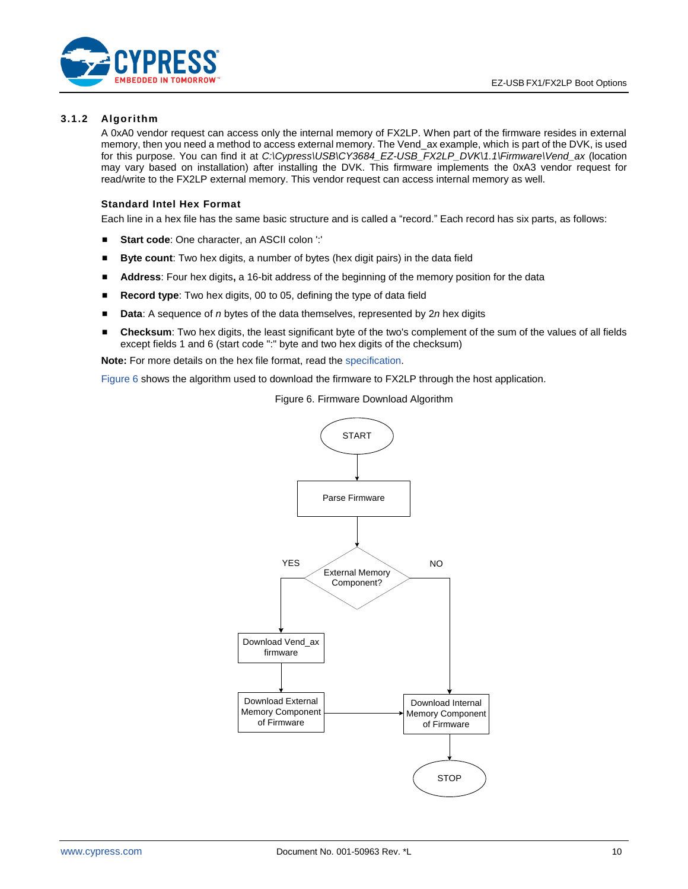### 3.1.2 Algorithm

A 0xA0 vendor request can access only the internal memory of FX2LP. When part of the firmware resides in external memory, then you need a method to access external memory. The Vend_ax example, which is part of the DVK, is used for this purpose. You can find it at *C:\Cypress\USB\CY3684_EZ-USB_FX2LP_DVK\1.1\Firmware\Vend_ax* (location may vary based on installation) after installing the DVK. This firmware implements the 0xA3 vendor request for read/write to the FX2LP external memory. This vendor request can access internal memory as well.

#### Standard Intel Hex Format

Each line in a hex file has the same basic structure and is called a "record." Each record has six parts, as follows:

- **Start code**: One character, an ASCII colon ':'
- **Byte count**: Two hex digits, a number of bytes (hex digit pairs) in the data field
- **Address**: Four hex digits**,** a 16-bit address of the beginning of the memory position for the data
- **Record type**: Two hex digits, 00 to 05, defining the type of data field
- **Data**: A sequence of *n* bytes of the data themselves, represented by 2*n* hex digits
- **Checksum**: Two hex digits, the least significant byte of the two's complement of the sum of the values of all fields except fields 1 and 6 (start code ":" byte and two hex digits of the checksum)

**Note:** For more details on the hex file format, read the specification.

Figure 6 shows the algorithm used to download the firmware to FX2LP through the host application.

Figure 6. Firmware Download Algorithm

START → Parse Firmware → External Memory Component?
- YES → Download Vend_ax firmware → Download External Memory Component of Firmware → Download Internal Memory Component of Firmware
- NO → Download Internal Memory Component of Firmware

Download Internal Memory Component of Firmware → STOP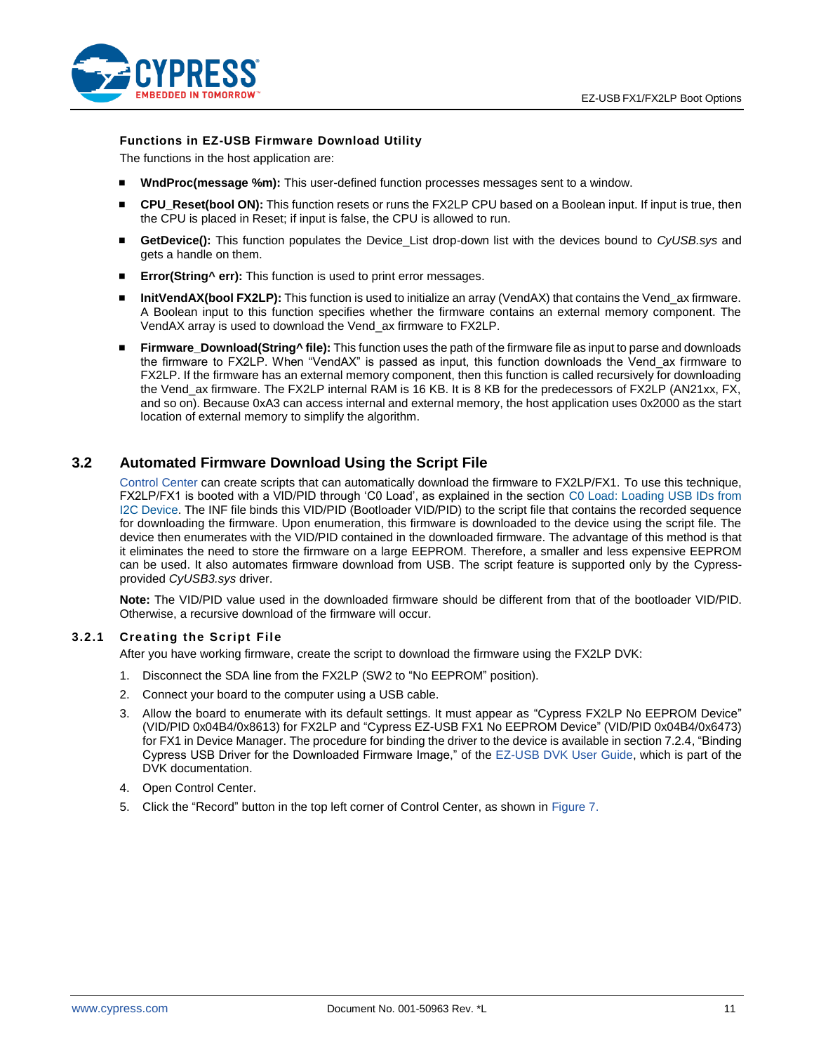### Functions in EZ-USB Firmware Download Utility

The functions in the host application are:

- **WndProc(message %m):** This user-defined function processes messages sent to a window.
- **CPU_Reset(bool ON):** This function resets or runs the FX2LP CPU based on a Boolean input. If input is true, then the CPU is placed in Reset; if input is false, the CPU is allowed to run.
- **GetDevice():** This function populates the Device_List drop-down list with the devices bound to *CyUSB.sys* and gets a handle on them.
- **Error(String^ err):** This function is used to print error messages.
- **InitVendAX(bool FX2LP):** This function is used to initialize an array (VendAX) that contains the Vend_ax firmware. A Boolean input to this function specifies whether the firmware contains an external memory component. The VendAX array is used to download the Vend_ax firmware to FX2LP.
- **Firmware_Download(String^ file):** This function uses the path of the firmware file as input to parse and downloads the firmware to FX2LP. When "VendAX" is passed as input, this function downloads the Vend_ax firmware to FX2LP. If the firmware has an external memory component, then this function is called recursively for downloading the Vend_ax firmware. The FX2LP internal RAM is 16 KB. It is 8 KB for the predecessors of FX2LP (AN21xx, FX, and so on). Because 0xA3 can access internal and external memory, the host application uses 0x2000 as the start location of external memory to simplify the algorithm.

## 3.2 Automated Firmware Download Using the Script File

Control Center can create scripts that can automatically download the firmware to FX2LP/FX1. To use this technique, FX2LP/FX1 is booted with a VID/PID through 'C0 Load', as explained in the section C0 Load: Loading USB IDs from I2C Device. The INF file binds this VID/PID (Bootloader VID/PID) to the script file that contains the recorded sequence for downloading the firmware. Upon enumeration, this firmware is downloaded to the device using the script file. The device then enumerates with the VID/PID contained in the downloaded firmware. The advantage of this method is that it eliminates the need to store the firmware on a large EEPROM. Therefore, a smaller and less expensive EEPROM can be used. It also automates firmware download from USB. The script feature is supported only by the Cypress-provided *CyUSB3.sys* driver.

**Note:** The VID/PID value used in the downloaded firmware should be different from that of the bootloader VID/PID. Otherwise, a recursive download of the firmware will occur.

### 3.2.1 Creating the Script File

After you have working firmware, create the script to download the firmware using the FX2LP DVK:

1. Disconnect the SDA line from the FX2LP (SW2 to "No EEPROM" position).
2. Connect your board to the computer using a USB cable.
3. Allow the board to enumerate with its default settings. It must appear as "Cypress FX2LP No EEPROM Device" (VID/PID 0x04B4/0x8613) for FX2LP and "Cypress EZ-USB FX1 No EEPROM Device" (VID/PID 0x04B4/0x6473) for FX1 in Device Manager. The procedure for binding the driver to the device is available in section 7.2.4, "Binding Cypress USB Driver for the Downloaded Firmware Image," of the EZ-USB DVK User Guide, which is part of the DVK documentation.
4. Open Control Center.
5. Click the "Record" button in the top left corner of Control Center, as shown in Figure 7.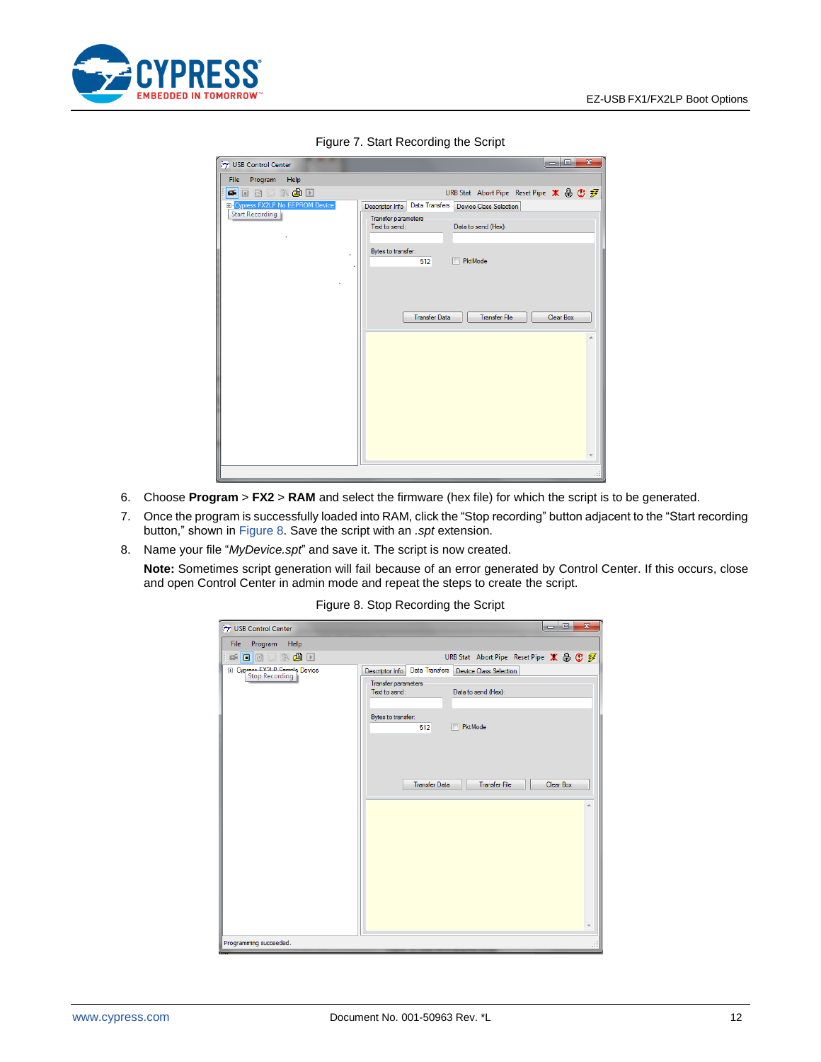Figure 7. Start Recording the Script

6. Choose **Program** > **FX2** > **RAM** and select the firmware (hex file) for which the script is to be generated.
7. Once the program is successfully loaded into RAM, click the “Stop recording” button adjacent to the “Start recording button,” shown in Figure 8. Save the script with an *.spt* extension.
8. Name your file “*MyDevice.spt*” and save it. The script is now created.

   **Note:** Sometimes script generation will fail because of an error generated by Control Center. If this occurs, close and open Control Center in admin mode and repeat the steps to create the script.

Figure 8. Stop Recording the Script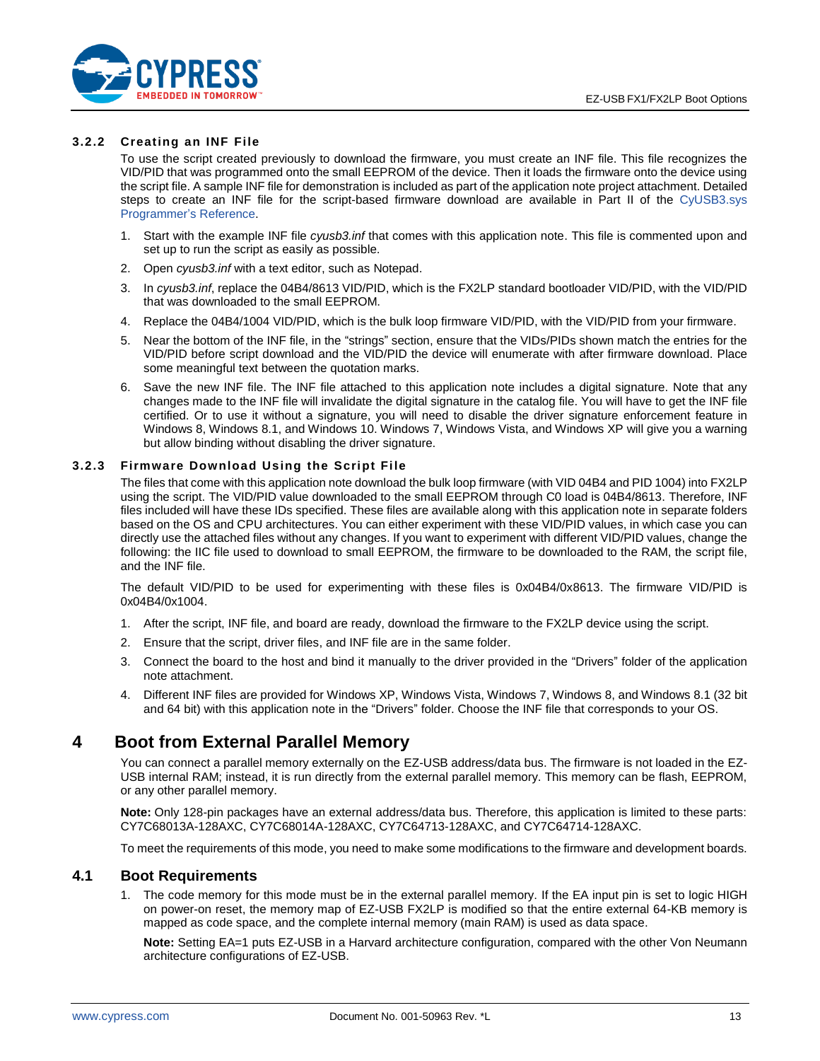#### 3.2.2 Creating an INF File

To use the script created previously to download the firmware, you must create an INF file. This file recognizes the VID/PID that was programmed onto the small EEPROM of the device. Then it loads the firmware onto the device using the script file. A sample INF file for demonstration is included as part of the application note project attachment. Detailed steps to create an INF file for the script-based firmware download are available in Part II of the CyUSB3.sys Programmer's Reference.

1. Start with the example INF file *cyusb3.inf* that comes with this application note. This file is commented upon and set up to run the script as easily as possible.
2. Open *cyusb3.inf* with a text editor, such as Notepad.
3. In *cyusb3.inf*, replace the 04B4/8613 VID/PID, which is the FX2LP standard bootloader VID/PID, with the VID/PID that was downloaded to the small EEPROM.
4. Replace the 04B4/1004 VID/PID, which is the bulk loop firmware VID/PID, with the VID/PID from your firmware.
5. Near the bottom of the INF file, in the "strings" section, ensure that the VIDs/PIDs shown match the entries for the VID/PID before script download and the VID/PID the device will enumerate with after firmware download. Place some meaningful text between the quotation marks.
6. Save the new INF file. The INF file attached to this application note includes a digital signature. Note that any changes made to the INF file will invalidate the digital signature in the catalog file. You will have to get the INF file certified. Or to use it without a signature, you will need to disable the driver signature enforcement feature in Windows 8, Windows 8.1, and Windows 10. Windows 7, Windows Vista, and Windows XP will give you a warning but allow binding without disabling the driver signature.

#### 3.2.3 Firmware Download Using the Script File

The files that come with this application note download the bulk loop firmware (with VID 04B4 and PID 1004) into FX2LP using the script. The VID/PID value downloaded to the small EEPROM through C0 load is 04B4/8613. Therefore, INF files included will have these IDs specified. These files are available along with this application note in separate folders based on the OS and CPU architectures. You can either experiment with these VID/PID values, in which case you can directly use the attached files without any changes. If you want to experiment with different VID/PID values, change the following: the IIC file used to download to small EEPROM, the firmware to be downloaded to the RAM, the script file, and the INF file.

The default VID/PID to be used for experimenting with these files is 0x04B4/0x8613. The firmware VID/PID is 0x04B4/0x1004.

1. After the script, INF file, and board are ready, download the firmware to the FX2LP device using the script.
2. Ensure that the script, driver files, and INF file are in the same folder.
3. Connect the board to the host and bind it manually to the driver provided in the "Drivers" folder of the application note attachment.
4. Different INF files are provided for Windows XP, Windows Vista, Windows 7, Windows 8, and Windows 8.1 (32 bit and 64 bit) with this application note in the "Drivers" folder. Choose the INF file that corresponds to your OS.

# 4 Boot from External Parallel Memory

You can connect a parallel memory externally on the EZ-USB address/data bus. The firmware is not loaded in the EZ-USB internal RAM; instead, it is run directly from the external parallel memory. This memory can be flash, EEPROM, or any other parallel memory.

**Note:** Only 128-pin packages have an external address/data bus. Therefore, this application is limited to these parts: CY7C68013A-128AXC, CY7C68014A-128AXC, CY7C64713-128AXC, and CY7C64714-128AXC.

To meet the requirements of this mode, you need to make some modifications to the firmware and development boards.

## 4.1 Boot Requirements

1. The code memory for this mode must be in the external parallel memory. If the EA input pin is set to logic HIGH on power-on reset, the memory map of EZ-USB FX2LP is modified so that the entire external 64-KB memory is mapped as code space, and the complete internal memory (main RAM) is used as data space.

   **Note:** Setting EA=1 puts EZ-USB in a Harvard architecture configuration, compared with the other Von Neumann architecture configurations of EZ-USB.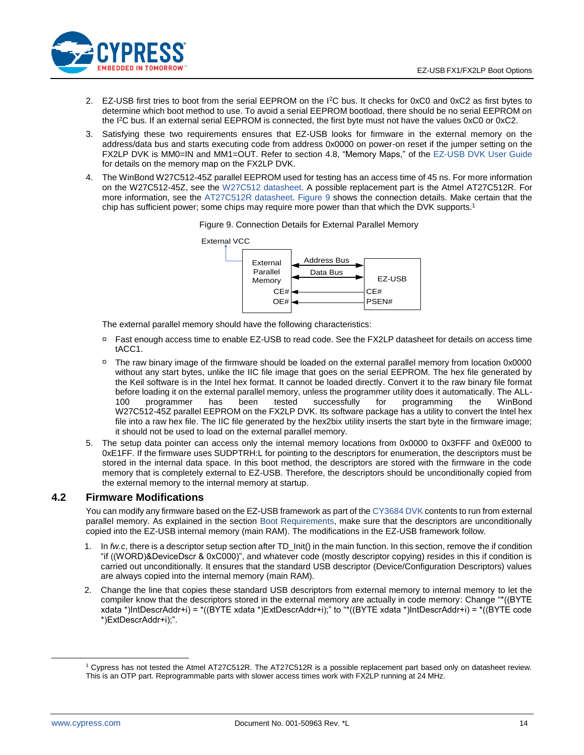2. EZ-USB first tries to boot from the serial EEPROM on the I²C bus. It checks for 0xC0 and 0xC2 as first bytes to determine which boot method to use. To avoid a serial EEPROM bootload, there should be no serial EEPROM on the I²C bus. If an external serial EEPROM is connected, the first byte must not have the values 0xC0 or 0xC2.
3. Satisfying these two requirements ensures that EZ-USB looks for firmware in the external memory on the address/data bus and starts executing code from address 0x0000 on power-on reset if the jumper setting on the FX2LP DVK is MM0=IN and MM1=OUT. Refer to section 4.8, "Memory Maps," of the EZ-USB DVK User Guide for details on the memory map on the FX2LP DVK.
4. The WinBond W27C512-45Z parallel EEPROM used for testing has an access time of 45 ns. For more information on the W27C512-45Z, see the W27C512 datasheet. A possible replacement part is the Atmel AT27C512R. For more information, see the AT27C512R datasheet. Figure 9 shows the connection details. Make certain that the chip has sufficient power; some chips may require more power than that which the DVK supports.[1]

   Figure 9. Connection Details for External Parallel Memory

   External VCC — External Parallel Memory ↔ EZ-USB: Address Bus, Data Bus; CE# ← CE#; OE# ← PSEN#

   The external parallel memory should have the following characteristics:

   - Fast enough access time to enable EZ-USB to read code. See the FX2LP datasheet for details on access time tACC1.
   - The raw binary image of the firmware should be loaded on the external parallel memory from location 0x0000 without any start bytes, unlike the IIC file image that goes on the serial EEPROM. The hex file generated by the Keil software is in the Intel hex format. It cannot be loaded directly. Convert it to the raw binary file format before loading it on the external parallel memory, unless the programmer utility does it automatically. The ALL-100 programmer has been tested successfully for programming the WinBond W27C512-45Z parallel EEPROM on the FX2LP DVK. Its software package has a utility to convert the Intel hex file into a raw hex file. The IIC file generated by the hex2bix utility inserts the start byte in the firmware image; it should not be used to load on the external parallel memory.
5. The setup data pointer can access only the internal memory locations from 0x0000 to 0x3FFF and 0xE000 to 0xE1FF. If the firmware uses SUDPTRH:L for pointing to the descriptors for enumeration, the descriptors must be stored in the internal data space. In this boot method, the descriptors are stored with the firmware in the code memory that is completely external to EZ-USB. Therefore, the descriptors should be unconditionally copied from the external memory to the internal memory at startup.

## 4.2 Firmware Modifications

You can modify any firmware based on the EZ-USB framework as part of the CY3684 DVK contents to run from external parallel memory. As explained in the section Boot Requirements, make sure that the descriptors are unconditionally copied into the EZ-USB internal memory (main RAM). The modifications in the EZ-USB framework follow.

1. In *fw.c*, there is a descriptor setup section after TD_Init() in the main function. In this section, remove the if condition "if ((WORD)&DeviceDscr & 0xC000)", and whatever code (mostly descriptor copying) resides in this if condition is carried out unconditionally. It ensures that the standard USB descriptor (Device/Configuration Descriptors) values are always copied into the internal memory (main RAM).
2. Change the line that copies these standard USB descriptors from external memory to internal memory to let the compiler know that the descriptors stored in the external memory are actually in code memory: Change "*((BYTE xdata *)IntDescrAddr+i) = *((BYTE xdata *)ExtDescrAddr+i);" to "*((BYTE xdata *)IntDescrAddr+i) = *((BYTE code *)ExtDescrAddr+i);".

[1] Cypress has not tested the Atmel AT27C512R. The AT27C512R is a possible replacement part based only on datasheet review. This is an OTP part. Reprogrammable parts with slower access times work with FX2LP running at 24 MHz.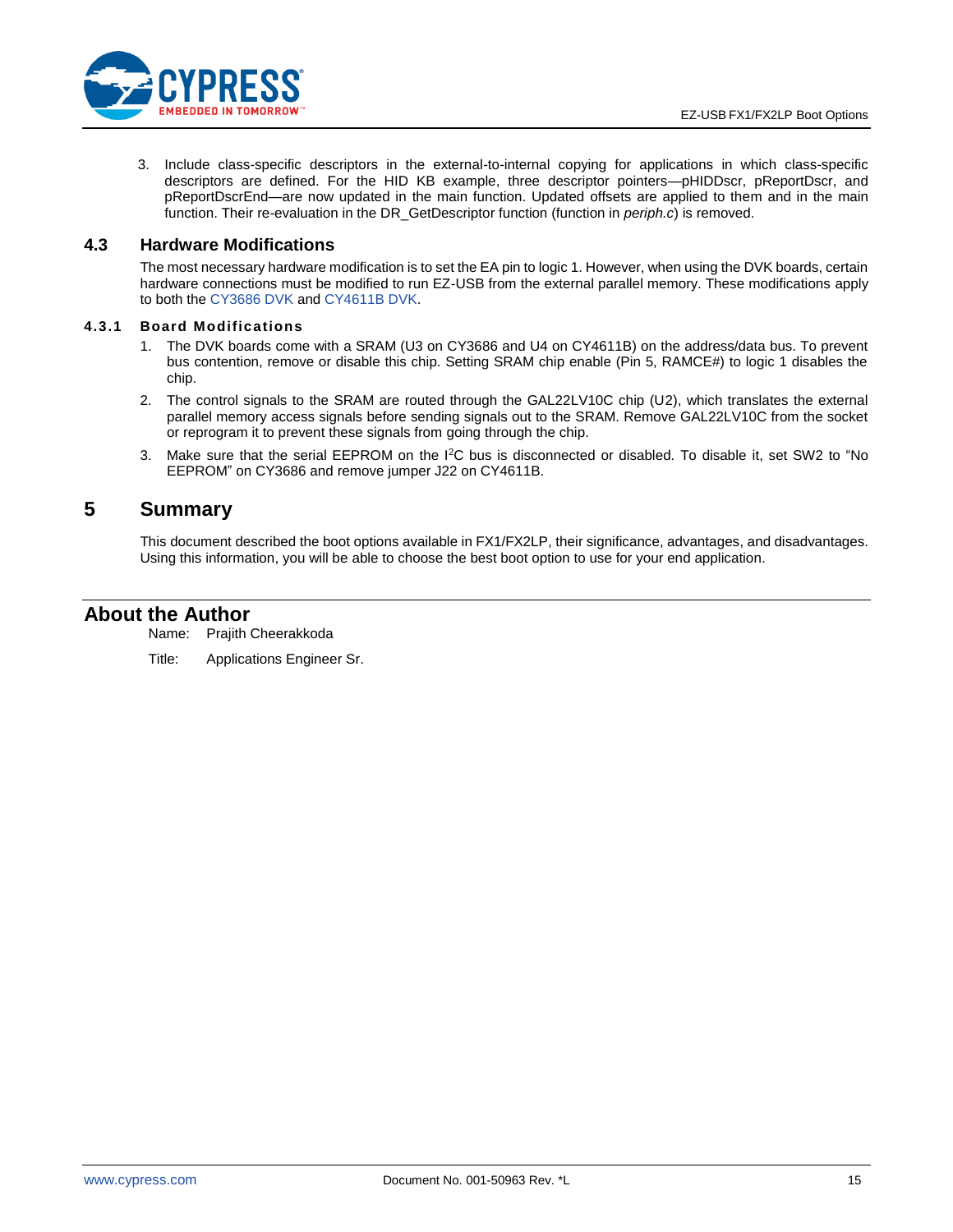3. Include class-specific descriptors in the external-to-internal copying for applications in which class-specific descriptors are defined. For the HID KB example, three descriptor pointers—pHIDDscr, pReportDscr, and pReportDscrEnd—are now updated in the main function. Updated offsets are applied to them and in the main function. Their re-evaluation in the DR_GetDescriptor function (function in *periph.c*) is removed.

## 4.3 Hardware Modifications

The most necessary hardware modification is to set the EA pin to logic 1. However, when using the DVK boards, certain hardware connections must be modified to run EZ-USB from the external parallel memory. These modifications apply to both the CY3686 DVK and CY4611B DVK.

### 4.3.1 Board Modifications

1. The DVK boards come with a SRAM (U3 on CY3686 and U4 on CY4611B) on the address/data bus. To prevent bus contention, remove or disable this chip. Setting SRAM chip enable (Pin 5, RAMCE#) to logic 1 disables the chip.
2. The control signals to the SRAM are routed through the GAL22LV10C chip (U2), which translates the external parallel memory access signals before sending signals out to the SRAM. Remove GAL22LV10C from the socket or reprogram it to prevent these signals from going through the chip.
3. Make sure that the serial EEPROM on the $I^2C$ bus is disconnected or disabled. To disable it, set SW2 to "No EEPROM" on CY3686 and remove jumper J22 on CY4611B.

# 5 Summary

This document described the boot options available in FX1/FX2LP, their significance, advantages, and disadvantages. Using this information, you will be able to choose the best boot option to use for your end application.

# About the Author

Name: Prajith Cheerakkoda

Title: Applications Engineer Sr.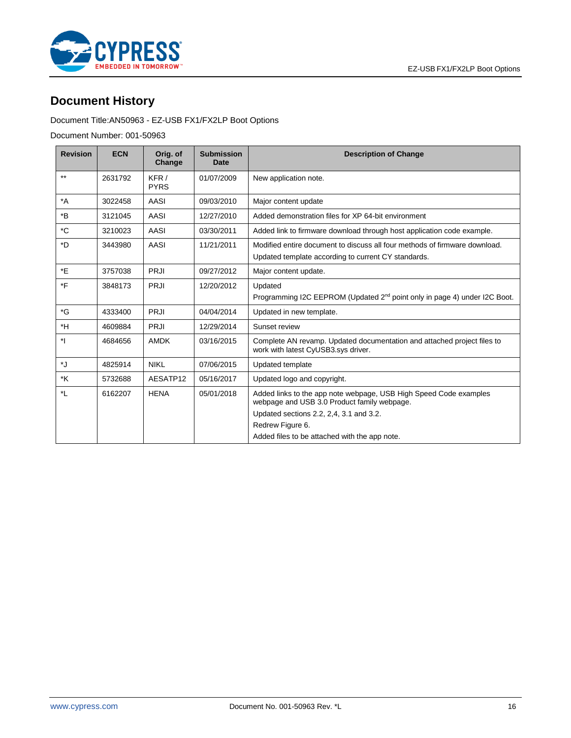## Document History

Document Title:AN50963 - EZ-USB FX1/FX2LP Boot Options

Document Number: 001-50963

| Revision | ECN | Orig. of Change | Submission Date | Description of Change |
|---|---|---|---|---|
| ** | 2631792 | KFR / PYRS | 01/07/2009 | New application note. |
| *A | 3022458 | AASI | 09/03/2010 | Major content update |
| *B | 3121045 | AASI | 12/27/2010 | Added demonstration files for XP 64-bit environment |
| *C | 3210023 | AASI | 03/30/2011 | Added link to firmware download through host application code example. |
| *D | 3443980 | AASI | 11/21/2011 | Modified entire document to discuss all four methods of firmware download.<br>Updated template according to current CY standards. |
| *E | 3757038 | PRJI | 09/27/2012 | Major content update. |
| *F | 3848173 | PRJI | 12/20/2012 | Updated<br>Programming I2C EEPROM (Updated 2nd point only in page 4) under I2C Boot. |
| *G | 4333400 | PRJI | 04/04/2014 | Updated in new template. |
| *H | 4609884 | PRJI | 12/29/2014 | Sunset review |
| *I | 4684656 | AMDK | 03/16/2015 | Complete AN revamp. Updated documentation and attached project files to work with latest CyUSB3.sys driver. |
| *J | 4825914 | NIKL | 07/06/2015 | Updated template |
| *K | 5732688 | AESATP12 | 05/16/2017 | Updated logo and copyright. |
| *L | 6162207 | HENA | 05/01/2018 | Added links to the app note webpage, USB High Speed Code examples webpage and USB 3.0 Product family webpage.<br>Updated sections 2.2, 2,4, 3.1 and 3.2.<br>Redrew Figure 6.<br>Added files to be attached with the app note. |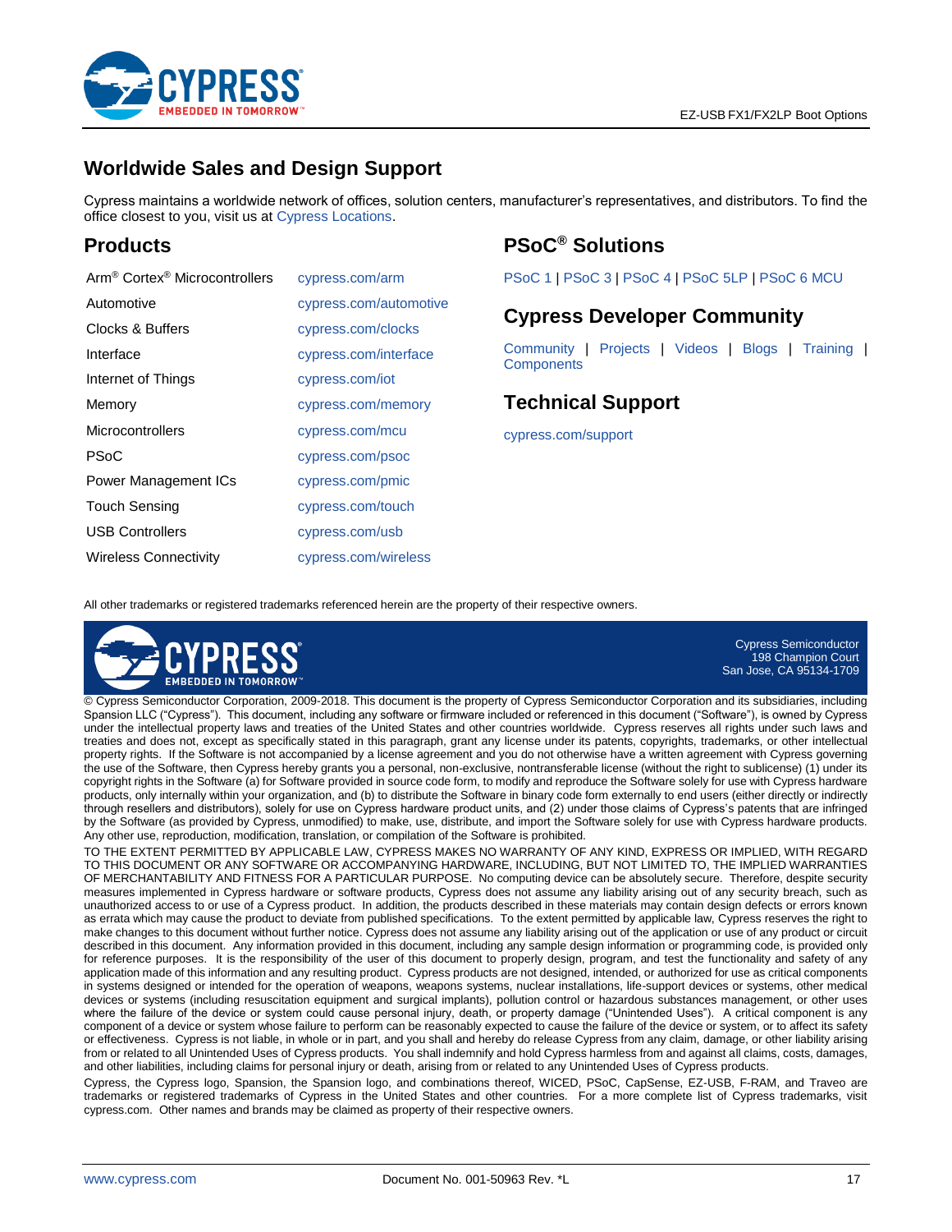## Worldwide Sales and Design Support

Cypress maintains a worldwide network of offices, solution centers, manufacturer's representatives, and distributors. To find the office closest to you, visit us at Cypress Locations.

### Products

| | |
|---|---|
| Arm® Cortex® Microcontrollers | cypress.com/arm |
| Automotive | cypress.com/automotive |
| Clocks & Buffers | cypress.com/clocks |
| Interface | cypress.com/interface |
| Internet of Things | cypress.com/iot |
| Memory | cypress.com/memory |
| Microcontrollers | cypress.com/mcu |
| PSoC | cypress.com/psoc |
| Power Management ICs | cypress.com/pmic |
| Touch Sensing | cypress.com/touch |
| USB Controllers | cypress.com/usb |
| Wireless Connectivity | cypress.com/wireless |

### PSoC® Solutions

PSoC 1 | PSoC 3 | PSoC 4 | PSoC 5LP | PSoC 6 MCU

### Cypress Developer Community

Community | Projects | Videos | Blogs | Training | Components

### Technical Support

cypress.com/support

All other trademarks or registered trademarks referenced herein are the property of their respective owners.

Cypress Semiconductor
198 Champion Court
San Jose, CA 95134-1709

© Cypress Semiconductor Corporation, 2009-2018. This document is the property of Cypress Semiconductor Corporation and its subsidiaries, including Spansion LLC ("Cypress"). This document, including any software or firmware included or referenced in this document ("Software"), is owned by Cypress under the intellectual property laws and treaties of the United States and other countries worldwide. Cypress reserves all rights under such laws and treaties and does not, except as specifically stated in this paragraph, grant any license under its patents, copyrights, trademarks, or other intellectual property rights. If the Software is not accompanied by a license agreement and you do not otherwise have a written agreement with Cypress governing the use of the Software, then Cypress hereby grants you a personal, non-exclusive, nontransferable license (without the right to sublicense) (1) under its copyright rights in the Software (a) for Software provided in source code form, to modify and reproduce the Software solely for use with Cypress hardware products, only internally within your organization, and (b) to distribute the Software in binary code form externally to end users (either directly or indirectly through resellers and distributors), solely for use on Cypress hardware product units, and (2) under those claims of Cypress's patents that are infringed by the Software (as provided by Cypress, unmodified) to make, use, distribute, and import the Software solely for use with Cypress hardware products. Any other use, reproduction, modification, translation, or compilation of the Software is prohibited.

TO THE EXTENT PERMITTED BY APPLICABLE LAW, CYPRESS MAKES NO WARRANTY OF ANY KIND, EXPRESS OR IMPLIED, WITH REGARD TO THIS DOCUMENT OR ANY SOFTWARE OR ACCOMPANYING HARDWARE, INCLUDING, BUT NOT LIMITED TO, THE IMPLIED WARRANTIES OF MERCHANTABILITY AND FITNESS FOR A PARTICULAR PURPOSE. No computing device can be absolutely secure. Therefore, despite security measures implemented in Cypress hardware or software products, Cypress does not assume any liability arising out of any security breach, such as unauthorized access to or use of a Cypress product. In addition, the products described in these materials may contain design defects or errors known as errata which may cause the product to deviate from published specifications. To the extent permitted by applicable law, Cypress reserves the right to make changes to this document without further notice. Cypress does not assume any liability arising out of the application or use of any product or circuit described in this document. Any information provided in this document, including any sample design information or programming code, is provided only for reference purposes. It is the responsibility of the user of this document to properly design, program, and test the functionality and safety of any application made of this information and any resulting product. Cypress products are not designed, intended, or authorized for use as critical components in systems designed or intended for the operation of weapons, weapons systems, nuclear installations, life-support devices or systems, other medical devices or systems (including resuscitation equipment and surgical implants), pollution control or hazardous substances management, or other uses where the failure of the device or system could cause personal injury, death, or property damage ("Unintended Uses"). A critical component is any component of a device or system whose failure to perform can be reasonably expected to cause the failure of the device or system, or to affect its safety or effectiveness. Cypress is not liable, in whole or in part, and you shall and hereby do release Cypress from any claim, damage, or other liability arising from or related to all Unintended Uses of Cypress products. You shall indemnify and hold Cypress harmless from and against all claims, costs, damages, and other liabilities, including claims for personal injury or death, arising from or related to any Unintended Uses of Cypress products.

Cypress, the Cypress logo, Spansion, the Spansion logo, and combinations thereof, WICED, PSoC, CapSense, EZ-USB, F-RAM, and Traveo are trademarks or registered trademarks of Cypress in the United States and other countries. For a more complete list of Cypress trademarks, visit cypress.com. Other names and brands may be claimed as property of their respective owners.